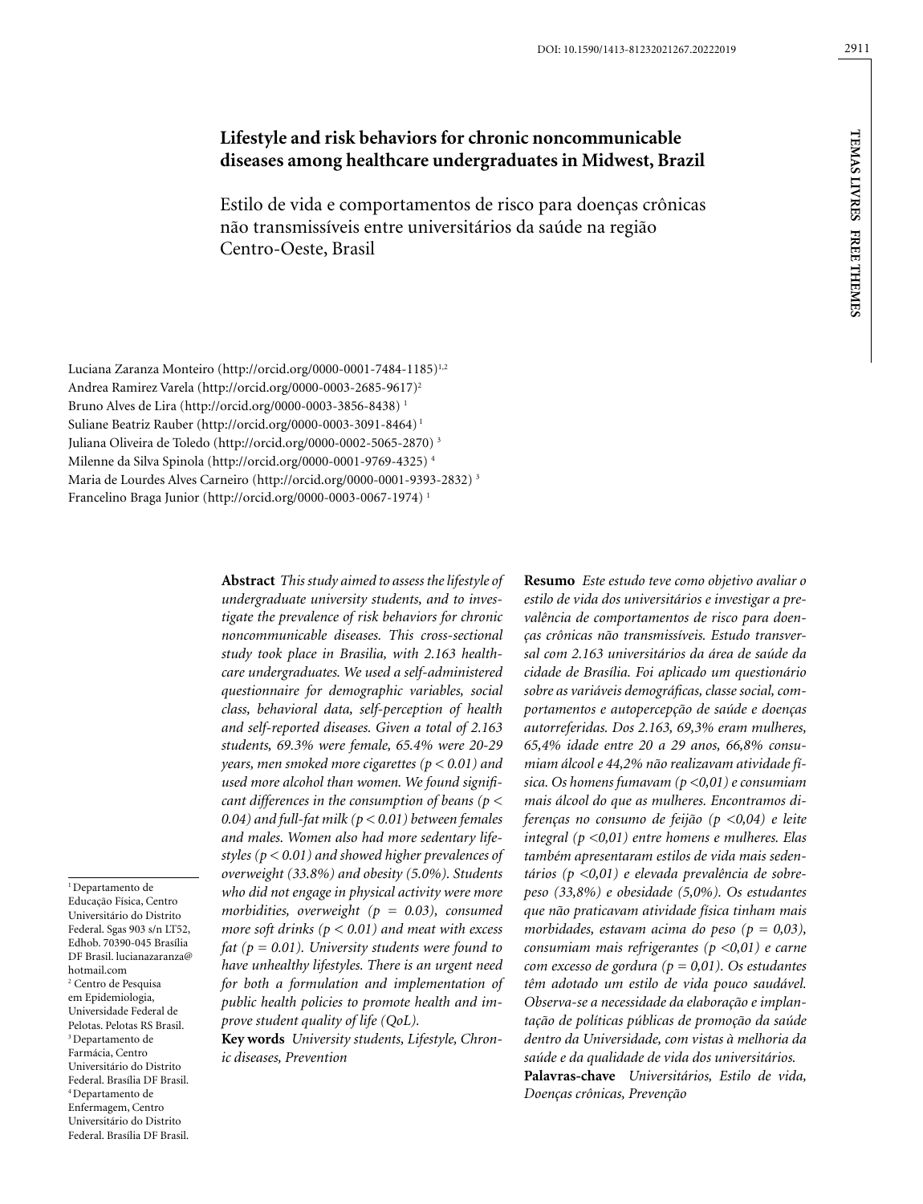# Lifestyle and risk behaviors for chronic noncommunicable diseases among healthcare undergraduates in Midwest, Brazil

## Estilo de vida e comportamentos de risco para doenças crônicas não transmissíveis entre universitários da saúde na região Centro-Oeste, Brasil

Luciana Zaranza Monteiro (http://orcid.org/0000-0001-7484-1185)[1,2]
Andrea Ramirez Varela (http://orcid.org/0000-0003-2685-9617)[2]
Bruno Alves de Lira (http://orcid.org/0000-0003-3856-8438) [1]
Suliane Beatriz Rauber (http://orcid.org/0000-0003-3091-8464) [1]
Juliana Oliveira de Toledo (http://orcid.org/0000-0002-5065-2870) [3]
Milenne da Silva Spinola (http://orcid.org/0000-0001-9769-4325) [4]
Maria de Lourdes Alves Carneiro (http://orcid.org/0000-0001-9393-2832) [3]
Francelino Braga Junior (http://orcid.org/0000-0003-0067-1974) [1]

**Abstract** *This study aimed to assess the lifestyle of undergraduate university students, and to investigate the prevalence of risk behaviors for chronic noncommunicable diseases. This cross-sectional study took place in Brasilia, with 2.163 healthcare undergraduates. We used a self-administered questionnaire for demographic variables, social class, behavioral data, self-perception of health and self-reported diseases. Given a total of 2.163 students, 69.3% were female, 65.4% were 20-29 years, men smoked more cigarettes ($p < 0.01$) and used more alcohol than women. We found significant differences in the consumption of beans ($p < 0.04$) and full-fat milk ($p < 0.01$) between females and males. Women also had more sedentary lifestyles ($p < 0.01$) and showed higher prevalences of overweight (33.8%) and obesity (5.0%). Students who did not engage in physical activity were more morbidities, overweight ($p = 0.03$), consumed more soft drinks ($p < 0.01$) and meat with excess fat ($p = 0.01$). University students were found to have unhealthy lifestyles. There is an urgent need for both a formulation and implementation of public health policies to promote health and improve student quality of life (QoL).*

**Key words** *University students, Lifestyle, Chronic diseases, Prevention*

**Resumo** *Este estudo teve como objetivo avaliar o estilo de vida dos universitários e investigar a prevalência de comportamentos de risco para doenças crônicas não transmissíveis. Estudo transversal com 2.163 universitários da área de saúde da cidade de Brasília. Foi aplicado um questionário sobre as variáveis demográficas, classe social, comportamentos e autopercepção de saúde e doenças autorreferidas. Dos 2.163, 69,3% eram mulheres, 65,4% idade entre 20 a 29 anos, 66,8% consumiam álcool e 44,2% não realizavam atividade física. Os homens fumavam ($p <0,01$) e consumiam mais álcool do que as mulheres. Encontramos diferenças no consumo de feijão ($p <0,04$) e leite integral ($p <0,01$) entre homens e mulheres. Elas também apresentaram estilos de vida mais sedentários ($p <0,01$) e elevada prevalência de sobrepeso (33,8%) e obesidade (5,0%). Os estudantes que não praticavam atividade física tinham mais morbidades, estavam acima do peso ($p = 0,03$), consumiam mais refrigerantes ($p <0,01$) e carne com excesso de gordura ($p = 0,01$). Os estudantes têm adotado um estilo de vida pouco saudável. Observa-se a necessidade da elaboração e implantação de políticas públicas de promoção da saúde dentro da Universidade, com vistas à melhoria da saúde e da qualidade de vida dos universitários.*

**Palavras-chave** *Universitários, Estilo de vida, Doenças crônicas, Prevenção*

[1] Departamento de Educação Física, Centro Universitário do Distrito Federal. Sgas 903 s/n LT52, Edhob. 70390-045 Brasília DF Brasil. lucianazaranza@hotmail.com
[2] Centro de Pesquisa em Epidemiologia, Universidade Federal de Pelotas. Pelotas RS Brasil.
[3] Departamento de Farmácia, Centro Universitário do Distrito Federal. Brasília DF Brasil.
[4] Departamento de Enfermagem, Centro Universitário do Distrito Federal. Brasília DF Brasil.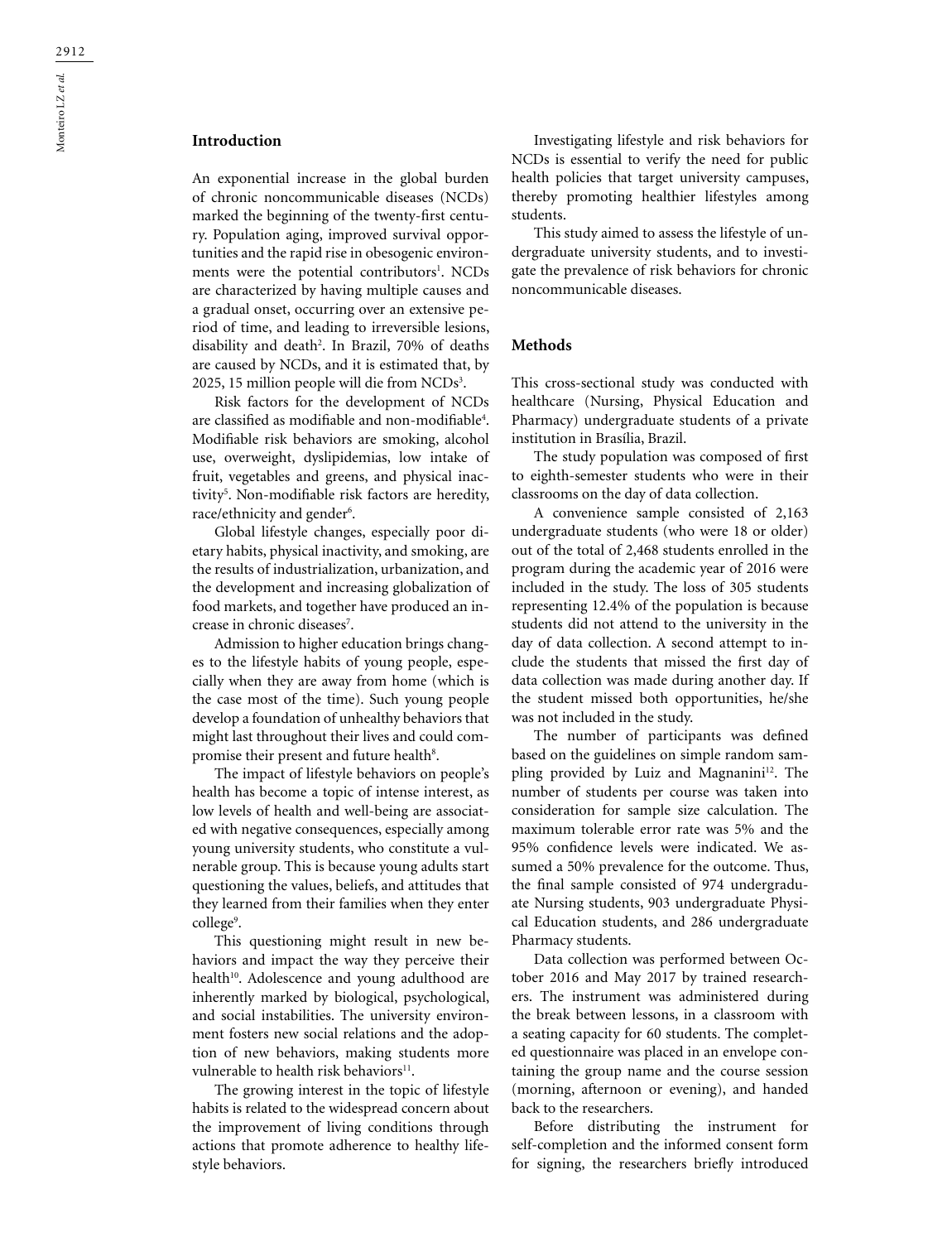## Introduction

An exponential increase in the global burden of chronic noncommunicable diseases (NCDs) marked the beginning of the twenty-first century. Population aging, improved survival opportunities and the rapid rise in obesogenic environments were the potential contributors[1]. NCDs are characterized by having multiple causes and a gradual onset, occurring over an extensive period of time, and leading to irreversible lesions, disability and death[2]. In Brazil, 70% of deaths are caused by NCDs, and it is estimated that, by 2025, 15 million people will die from NCDs[3].

Risk factors for the development of NCDs are classified as modifiable and non-modifiable[4]. Modifiable risk behaviors are smoking, alcohol use, overweight, dyslipidemias, low intake of fruit, vegetables and greens, and physical inactivity[5]. Non-modifiable risk factors are heredity, race/ethnicity and gender[6].

Global lifestyle changes, especially poor dietary habits, physical inactivity, and smoking, are the results of industrialization, urbanization, and the development and increasing globalization of food markets, and together have produced an increase in chronic diseases[7].

Admission to higher education brings changes to the lifestyle habits of young people, especially when they are away from home (which is the case most of the time). Such young people develop a foundation of unhealthy behaviors that might last throughout their lives and could compromise their present and future health[8].

The impact of lifestyle behaviors on people's health has become a topic of intense interest, as low levels of health and well-being are associated with negative consequences, especially among young university students, who constitute a vulnerable group. This is because young adults start questioning the values, beliefs, and attitudes that they learned from their families when they enter college[9].

This questioning might result in new behaviors and impact the way they perceive their health[10]. Adolescence and young adulthood are inherently marked by biological, psychological, and social instabilities. The university environment fosters new social relations and the adoption of new behaviors, making students more vulnerable to health risk behaviors[11].

The growing interest in the topic of lifestyle habits is related to the widespread concern about the improvement of living conditions through actions that promote adherence to healthy lifestyle behaviors.

Investigating lifestyle and risk behaviors for NCDs is essential to verify the need for public health policies that target university campuses, thereby promoting healthier lifestyles among students.

This study aimed to assess the lifestyle of undergraduate university students, and to investigate the prevalence of risk behaviors for chronic noncommunicable diseases.

## Methods

This cross-sectional study was conducted with healthcare (Nursing, Physical Education and Pharmacy) undergraduate students of a private institution in Brasília, Brazil.

The study population was composed of first to eighth-semester students who were in their classrooms on the day of data collection.

A convenience sample consisted of 2,163 undergraduate students (who were 18 or older) out of the total of 2,468 students enrolled in the program during the academic year of 2016 were included in the study. The loss of 305 students representing 12.4% of the population is because students did not attend to the university in the day of data collection. A second attempt to include the students that missed the first day of data collection was made during another day. If the student missed both opportunities, he/she was not included in the study.

The number of participants was defined based on the guidelines on simple random sampling provided by Luiz and Magnanini[12]. The number of students per course was taken into consideration for sample size calculation. The maximum tolerable error rate was 5% and the 95% confidence levels were indicated. We assumed a 50% prevalence for the outcome. Thus, the final sample consisted of 974 undergraduate Nursing students, 903 undergraduate Physical Education students, and 286 undergraduate Pharmacy students.

Data collection was performed between October 2016 and May 2017 by trained researchers. The instrument was administered during the break between lessons, in a classroom with a seating capacity for 60 students. The completed questionnaire was placed in an envelope containing the group name and the course session (morning, afternoon or evening), and handed back to the researchers.

Before distributing the instrument for self-completion and the informed consent form for signing, the researchers briefly introduced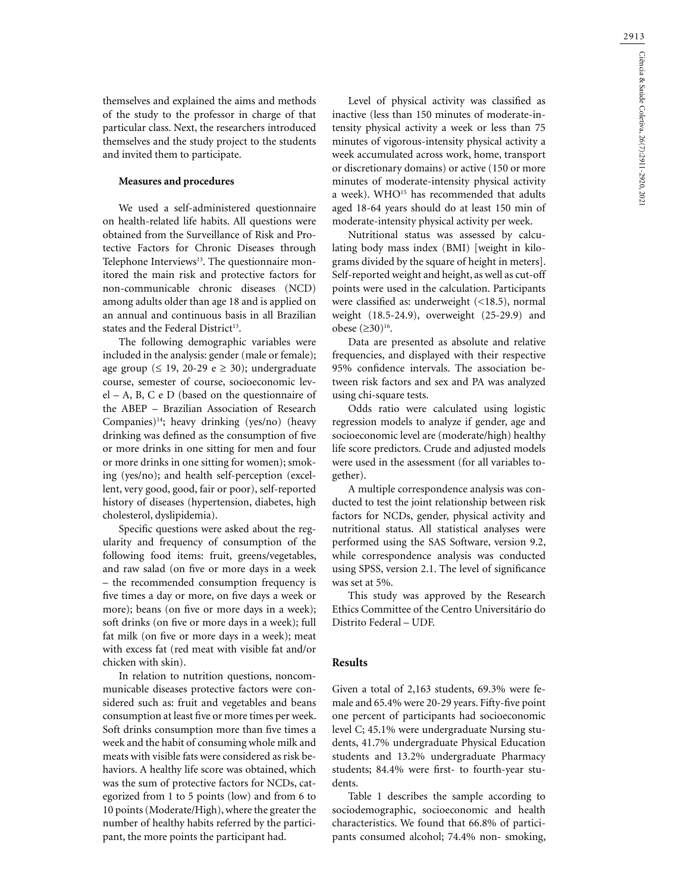themselves and explained the aims and methods of the study to the professor in charge of that particular class. Next, the researchers introduced themselves and the study project to the students and invited them to participate.

### Measures and procedures

We used a self-administered questionnaire on health-related life habits. All questions were obtained from the Surveillance of Risk and Protective Factors for Chronic Diseases through Telephone Interviews[13]. The questionnaire monitored the main risk and protective factors for non-communicable chronic diseases (NCD) among adults older than age 18 and is applied on an annual and continuous basis in all Brazilian states and the Federal District[13].

The following demographic variables were included in the analysis: gender (male or female); age group (≤ 19, 20-29 e ≥ 30); undergraduate course, semester of course, socioeconomic level – A, B, C e D (based on the questionnaire of the ABEP – Brazilian Association of Research Companies)[14]; heavy drinking (yes/no) (heavy drinking was defined as the consumption of five or more drinks in one sitting for men and four or more drinks in one sitting for women); smoking (yes/no); and health self-perception (excellent, very good, good, fair or poor), self-reported history of diseases (hypertension, diabetes, high cholesterol, dyslipidemia).

Specific questions were asked about the regularity and frequency of consumption of the following food items: fruit, greens/vegetables, and raw salad (on five or more days in a week – the recommended consumption frequency is five times a day or more, on five days a week or more); beans (on five or more days in a week); soft drinks (on five or more days in a week); full fat milk (on five or more days in a week); meat with excess fat (red meat with visible fat and/or chicken with skin).

In relation to nutrition questions, noncommunicable diseases protective factors were considered such as: fruit and vegetables and beans consumption at least five or more times per week. Soft drinks consumption more than five times a week and the habit of consuming whole milk and meats with visible fats were considered as risk behaviors. A healthy life score was obtained, which was the sum of protective factors for NCDs, categorized from 1 to 5 points (low) and from 6 to 10 points (Moderate/High), where the greater the number of healthy habits referred by the participant, the more points the participant had.

Level of physical activity was classified as inactive (less than 150 minutes of moderate-intensity physical activity a week or less than 75 minutes of vigorous-intensity physical activity a week accumulated across work, home, transport or discretionary domains) or active (150 or more minutes of moderate-intensity physical activity a week). WHO[15] has recommended that adults aged 18-64 years should do at least 150 min of moderate-intensity physical activity per week.

Nutritional status was assessed by calculating body mass index (BMI) [weight in kilograms divided by the square of height in meters]. Self-reported weight and height, as well as cut-off points were used in the calculation. Participants were classified as: underweight (<18.5), normal weight (18.5-24.9), overweight (25-29.9) and obese (≥30)[16].

Data are presented as absolute and relative frequencies, and displayed with their respective 95% confidence intervals. The association between risk factors and sex and PA was analyzed using chi-square tests.

Odds ratio were calculated using logistic regression models to analyze if gender, age and socioeconomic level are (moderate/high) healthy life score predictors. Crude and adjusted models were used in the assessment (for all variables together).

A multiple correspondence analysis was conducted to test the joint relationship between risk factors for NCDs, gender, physical activity and nutritional status. All statistical analyses were performed using the SAS Software, version 9.2, while correspondence analysis was conducted using SPSS, version 2.1. The level of significance was set at 5%.

This study was approved by the Research Ethics Committee of the Centro Universitário do Distrito Federal – UDF.

## Results

Given a total of 2,163 students, 69.3% were female and 65.4% were 20-29 years. Fifty-five point one percent of participants had socioeconomic level C; 45.1% were undergraduate Nursing students, 41.7% undergraduate Physical Education students and 13.2% undergraduate Pharmacy students; 84.4% were first- to fourth-year students.

Table 1 describes the sample according to sociodemographic, socioeconomic and health characteristics. We found that 66.8% of participants consumed alcohol; 74.4% non- smoking,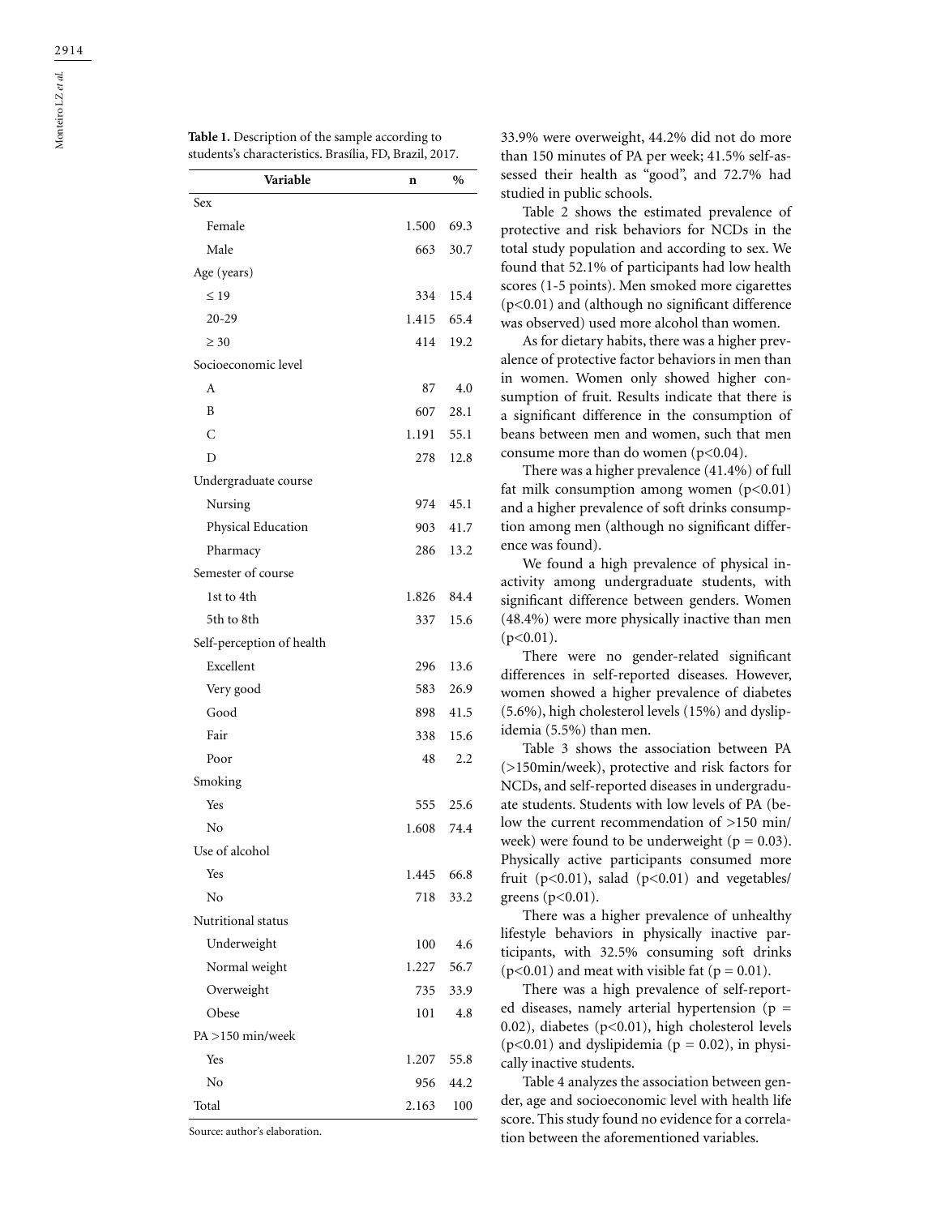**Table 1.** Description of the sample according to students's characteristics. Brasília, FD, Brazil, 2017.

| Variable | n | % |
|---|---|---|
| Sex | | |
| Female | 1.500 | 69.3 |
| Male | 663 | 30.7 |
| Age (years) | | |
| ≤ 19 | 334 | 15.4 |
| 20-29 | 1.415 | 65.4 |
| ≥ 30 | 414 | 19.2 |
| Socioeconomic level | | |
| A | 87 | 4.0 |
| B | 607 | 28.1 |
| C | 1.191 | 55.1 |
| D | 278 | 12.8 |
| Undergraduate course | | |
| Nursing | 974 | 45.1 |
| Physical Education | 903 | 41.7 |
| Pharmacy | 286 | 13.2 |
| Semester of course | | |
| 1st to 4th | 1.826 | 84.4 |
| 5th to 8th | 337 | 15.6 |
| Self-perception of health | | |
| Excellent | 296 | 13.6 |
| Very good | 583 | 26.9 |
| Good | 898 | 41.5 |
| Fair | 338 | 15.6 |
| Poor | 48 | 2.2 |
| Smoking | | |
| Yes | 555 | 25.6 |
| No | 1.608 | 74.4 |
| Use of alcohol | | |
| Yes | 1.445 | 66.8 |
| No | 718 | 33.2 |
| Nutritional status | | |
| Underweight | 100 | 4.6 |
| Normal weight | 1.227 | 56.7 |
| Overweight | 735 | 33.9 |
| Obese | 101 | 4.8 |
| PA >150 min/week | | |
| Yes | 1.207 | 55.8 |
| No | 956 | 44.2 |
| Total | 2.163 | 100 |

Source: author's elaboration.

33.9% were overweight, 44.2% did not do more than 150 minutes of PA per week; 41.5% self-assessed their health as "good", and 72.7% had studied in public schools.

Table 2 shows the estimated prevalence of protective and risk behaviors for NCDs in the total study population and according to sex. We found that 52.1% of participants had low health scores (1-5 points). Men smoked more cigarettes ($p<0.01$) and (although no significant difference was observed) used more alcohol than women.

As for dietary habits, there was a higher prevalence of protective factor behaviors in men than in women. Women only showed higher consumption of fruit. Results indicate that there is a significant difference in the consumption of beans between men and women, such that men consume more than do women ($p<0.04$).

There was a higher prevalence (41.4%) of full fat milk consumption among women ($p<0.01$) and a higher prevalence of soft drinks consumption among men (although no significant difference was found).

We found a high prevalence of physical inactivity among undergraduate students, with significant difference between genders. Women (48.4%) were more physically inactive than men ($p<0.01$).

There were no gender-related significant differences in self-reported diseases. However, women showed a higher prevalence of diabetes (5.6%), high cholesterol levels (15%) and dyslipidemia (5.5%) than men.

Table 3 shows the association between PA (>150min/week), protective and risk factors for NCDs, and self-reported diseases in undergraduate students. Students with low levels of PA (below the current recommendation of >150 min/week) were found to be underweight ($p = 0.03$). Physically active participants consumed more fruit ($p<0.01$), salad ($p<0.01$) and vegetables/greens ($p<0.01$).

There was a higher prevalence of unhealthy lifestyle behaviors in physically inactive participants, with 32.5% consuming soft drinks ($p<0.01$) and meat with visible fat ($p = 0.01$).

There was a high prevalence of self-reported diseases, namely arterial hypertension ($p = 0.02$), diabetes ($p<0.01$), high cholesterol levels ($p<0.01$) and dyslipidemia ($p = 0.02$), in physically inactive students.

Table 4 analyzes the association between gender, age and socioeconomic level with health life score. This study found no evidence for a correlation between the aforementioned variables.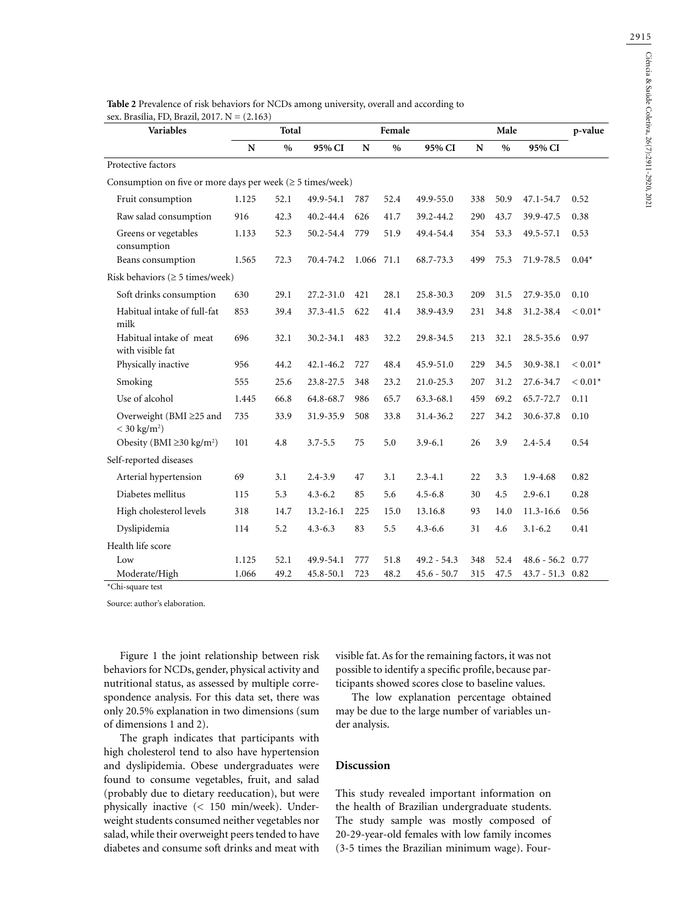**Table 2** Prevalence of risk behaviors for NCDs among university, overall and according to sex. Brasília, FD, Brazil, 2017. N = (2.163)

| Variables | Total | | | Female | | | Male | | | p-value |
|---|---|---|---|---|---|---|---|---|---|---|
| | N | % | 95% CI | N | % | 95% CI | N | % | 95% CI | |
| Protective factors | | | | | | | | | | |
| Consumption on five or more days per week (≥ 5 times/week) | | | | | | | | | | |
| Fruit consumption | 1.125 | 52.1 | 49.9-54.1 | 787 | 52.4 | 49.9-55.0 | 338 | 50.9 | 47.1-54.7 | 0.52 |
| Raw salad consumption | 916 | 42.3 | 40.2-44.4 | 626 | 41.7 | 39.2-44.2 | 290 | 43.7 | 39.9-47.5 | 0.38 |
| Greens or vegetables consumption | 1.133 | 52.3 | 50.2-54.4 | 779 | 51.9 | 49.4-54.4 | 354 | 53.3 | 49.5-57.1 | 0.53 |
| Beans consumption | 1.565 | 72.3 | 70.4-74.2 | 1.066 | 71.1 | 68.7-73.3 | 499 | 75.3 | 71.9-78.5 | 0.04* |
| Risk behaviors (≥ 5 times/week) | | | | | | | | | | |
| Soft drinks consumption | 630 | 29.1 | 27.2-31.0 | 421 | 28.1 | 25.8-30.3 | 209 | 31.5 | 27.9-35.0 | 0.10 |
| Habitual intake of full-fat milk | 853 | 39.4 | 37.3-41.5 | 622 | 41.4 | 38.9-43.9 | 231 | 34.8 | 31.2-38.4 | < 0.01* |
| Habitual intake of meat with visible fat | 696 | 32.1 | 30.2-34.1 | 483 | 32.2 | 29.8-34.5 | 213 | 32.1 | 28.5-35.6 | 0.97 |
| Physically inactive | 956 | 44.2 | 42.1-46.2 | 727 | 48.4 | 45.9-51.0 | 229 | 34.5 | 30.9-38.1 | < 0.01* |
| Smoking | 555 | 25.6 | 23.8-27.5 | 348 | 23.2 | 21.0-25.3 | 207 | 31.2 | 27.6-34.7 | < 0.01* |
| Use of alcohol | 1.445 | 66.8 | 64.8-68.7 | 986 | 65.7 | 63.3-68.1 | 459 | 69.2 | 65.7-72.7 | 0.11 |
| Overweight (BMI ≥25 and < 30 kg/m²) | 735 | 33.9 | 31.9-35.9 | 508 | 33.8 | 31.4-36.2 | 227 | 34.2 | 30.6-37.8 | 0.10 |
| Obesity (BMI ≥30 kg/m²) | 101 | 4.8 | 3.7-5.5 | 75 | 5.0 | 3.9-6.1 | 26 | 3.9 | 2.4-5.4 | 0.54 |
| Self-reported diseases | | | | | | | | | | |
| Arterial hypertension | 69 | 3.1 | 2.4-3.9 | 47 | 3.1 | 2.3-4.1 | 22 | 3.3 | 1.9-4.68 | 0.82 |
| Diabetes mellitus | 115 | 5.3 | 4.3-6.2 | 85 | 5.6 | 4.5-6.8 | 30 | 4.5 | 2.9-6.1 | 0.28 |
| High cholesterol levels | 318 | 14.7 | 13.2-16.1 | 225 | 15.0 | 13.16.8 | 93 | 14.0 | 11.3-16.6 | 0.56 |
| Dyslipidemia | 114 | 5.2 | 4.3-6.3 | 83 | 5.5 | 4.3-6.6 | 31 | 4.6 | 3.1-6.2 | 0.41 |
| Health life score | | | | | | | | | | |
| Low | 1.125 | 52.1 | 49.9-54.1 | 777 | 51.8 | 49.2 - 54.3 | 348 | 52.4 | 48.6 - 56.2 | 0.77 |
| Moderate/High | 1.066 | 49.2 | 45.8-50.1 | 723 | 48.2 | 45.6 - 50.7 | 315 | 47.5 | 43.7 - 51.3 | 0.82 |

*Chi-square test

Source: author's elaboration.

Figure 1 the joint relationship between risk behaviors for NCDs, gender, physical activity and nutritional status, as assessed by multiple correspondence analysis. For this data set, there was only 20.5% explanation in two dimensions (sum of dimensions 1 and 2).

The graph indicates that participants with high cholesterol tend to also have hypertension and dyslipidemia. Obese undergraduates were found to consume vegetables, fruit, and salad (probably due to dietary reeducation), but were physically inactive (< 150 min/week). Underweight students consumed neither vegetables nor salad, while their overweight peers tended to have diabetes and consume soft drinks and meat with visible fat. As for the remaining factors, it was not possible to identify a specific profile, because participants showed scores close to baseline values.

The low explanation percentage obtained may be due to the large number of variables under analysis.

## Discussion

This study revealed important information on the health of Brazilian undergraduate students. The study sample was mostly composed of 20-29-year-old females with low family incomes (3-5 times the Brazilian minimum wage). Four-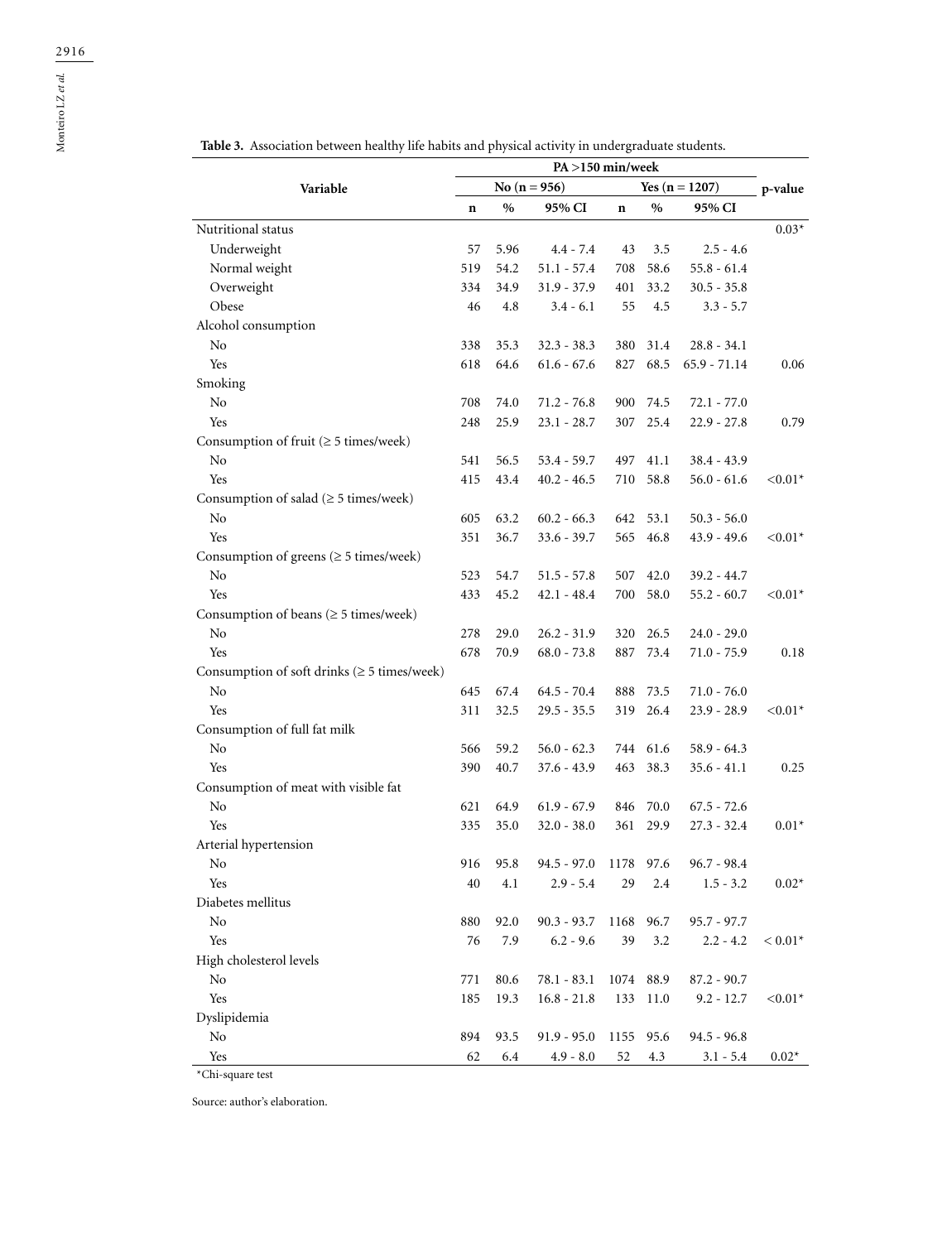**Table 3.** Association between healthy life habits and physical activity in undergraduate students.

| Variable | PA >150 min/week | | | | | | p-value |
|---|---|---|---|---|---|---|---|
| | No (n = 956) | | | Yes (n = 1207) | | | |
| | n | % | 95% CI | n | % | 95% CI | |
| Nutritional status | | | | | | | 0.03* |
| Underweight | 57 | 5.96 | 4.4 - 7.4 | 43 | 3.5 | 2.5 - 4.6 | |
| Normal weight | 519 | 54.2 | 51.1 - 57.4 | 708 | 58.6 | 55.8 - 61.4 | |
| Overweight | 334 | 34.9 | 31.9 - 37.9 | 401 | 33.2 | 30.5 - 35.8 | |
| Obese | 46 | 4.8 | 3.4 - 6.1 | 55 | 4.5 | 3.3 - 5.7 | |
| Alcohol consumption | | | | | | | |
| No | 338 | 35.3 | 32.3 - 38.3 | 380 | 31.4 | 28.8 - 34.1 | |
| Yes | 618 | 64.6 | 61.6 - 67.6 | 827 | 68.5 | 65.9 - 71.14 | 0.06 |
| Smoking | | | | | | | |
| No | 708 | 74.0 | 71.2 - 76.8 | 900 | 74.5 | 72.1 - 77.0 | |
| Yes | 248 | 25.9 | 23.1 - 28.7 | 307 | 25.4 | 22.9 - 27.8 | 0.79 |
| Consumption of fruit (≥ 5 times/week) | | | | | | | |
| No | 541 | 56.5 | 53.4 - 59.7 | 497 | 41.1 | 38.4 - 43.9 | |
| Yes | 415 | 43.4 | 40.2 - 46.5 | 710 | 58.8 | 56.0 - 61.6 | <0.01* |
| Consumption of salad (≥ 5 times/week) | | | | | | | |
| No | 605 | 63.2 | 60.2 - 66.3 | 642 | 53.1 | 50.3 - 56.0 | |
| Yes | 351 | 36.7 | 33.6 - 39.7 | 565 | 46.8 | 43.9 - 49.6 | <0.01* |
| Consumption of greens (≥ 5 times/week) | | | | | | | |
| No | 523 | 54.7 | 51.5 - 57.8 | 507 | 42.0 | 39.2 - 44.7 | |
| Yes | 433 | 45.2 | 42.1 - 48.4 | 700 | 58.0 | 55.2 - 60.7 | <0.01* |
| Consumption of beans (≥ 5 times/week) | | | | | | | |
| No | 278 | 29.0 | 26.2 - 31.9 | 320 | 26.5 | 24.0 - 29.0 | |
| Yes | 678 | 70.9 | 68.0 - 73.8 | 887 | 73.4 | 71.0 - 75.9 | 0.18 |
| Consumption of soft drinks (≥ 5 times/week) | | | | | | | |
| No | 645 | 67.4 | 64.5 - 70.4 | 888 | 73.5 | 71.0 - 76.0 | |
| Yes | 311 | 32.5 | 29.5 - 35.5 | 319 | 26.4 | 23.9 - 28.9 | <0.01* |
| Consumption of full fat milk | | | | | | | |
| No | 566 | 59.2 | 56.0 - 62.3 | 744 | 61.6 | 58.9 - 64.3 | |
| Yes | 390 | 40.7 | 37.6 - 43.9 | 463 | 38.3 | 35.6 - 41.1 | 0.25 |
| Consumption of meat with visible fat | | | | | | | |
| No | 621 | 64.9 | 61.9 - 67.9 | 846 | 70.0 | 67.5 - 72.6 | |
| Yes | 335 | 35.0 | 32.0 - 38.0 | 361 | 29.9 | 27.3 - 32.4 | 0.01* |
| Arterial hypertension | | | | | | | |
| No | 916 | 95.8 | 94.5 - 97.0 | 1178 | 97.6 | 96.7 - 98.4 | |
| Yes | 40 | 4.1 | 2.9 - 5.4 | 29 | 2.4 | 1.5 - 3.2 | 0.02* |
| Diabetes mellitus | | | | | | | |
| No | 880 | 92.0 | 90.3 - 93.7 | 1168 | 96.7 | 95.7 - 97.7 | |
| Yes | 76 | 7.9 | 6.2 - 9.6 | 39 | 3.2 | 2.2 - 4.2 | < 0.01* |
| High cholesterol levels | | | | | | | |
| No | 771 | 80.6 | 78.1 - 83.1 | 1074 | 88.9 | 87.2 - 90.7 | |
| Yes | 185 | 19.3 | 16.8 - 21.8 | 133 | 11.0 | 9.2 - 12.7 | <0.01* |
| Dyslipidemia | | | | | | | |
| No | 894 | 93.5 | 91.9 - 95.0 | 1155 | 95.6 | 94.5 - 96.8 | |
| Yes | 62 | 6.4 | 4.9 - 8.0 | 52 | 4.3 | 3.1 - 5.4 | 0.02* |

*Chi-square test

Source: author's elaboration.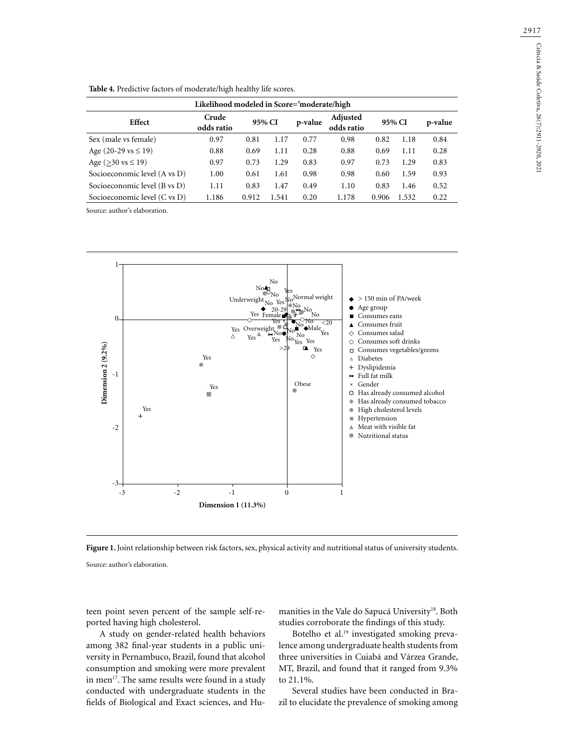**Table 4.** Predictive factors of moderate/high healthy life scores.

| Likelihood modeled in Score='moderate/high | | | | | | | | |
|---|---|---|---|---|---|---|---|---|
| Effect | Crude odds ratio | 95% CI | | p-value | Adjusted odds ratio | 95% CI | | p-value |
| Sex (male vs female) | 0.97 | 0.81 | 1.17 | 0.77 | 0.98 | 0.82 | 1.18 | 0.84 |
| Age (20-29 vs ≤ 19) | 0.88 | 0.69 | 1.11 | 0.28 | 0.88 | 0.69 | 1.11 | 0.28 |
| Age (≥30 vs ≤ 19) | 0.97 | 0.73 | 1.29 | 0.83 | 0.97 | 0.73 | 1.29 | 0.83 |
| Socioeconomic level (A vs D) | 1.00 | 0.61 | 1.61 | 0.98 | 0.98 | 0.60 | 1.59 | 0.93 |
| Socioeconomic level (B vs D) | 1.11 | 0.83 | 1.47 | 0.49 | 1.10 | 0.83 | 1.46 | 0.52 |
| Socioeconomic level (C vs D) | 1.186 | 0.912 | 1.541 | 0.20 | 1.178 | 0.906 | 1.532 | 0.22 |

Source: author's elaboration.

**Figure 1.** Joint relationship between risk factors, sex, physical activity and nutritional status of university students.

Source: author's elaboration.

teen point seven percent of the sample self-reported having high cholesterol.

A study on gender-related health behaviors among 382 final-year students in a public university in Pernambuco, Brazil, found that alcohol consumption and smoking were more prevalent in men[17]. The same results were found in a study conducted with undergraduate students in the fields of Biological and Exact sciences, and Humanities in the Vale do Sapucá University[18]. Both studies corroborate the findings of this study.

Botelho et al.[19] investigated smoking prevalence among undergraduate health students from three universities in Cuiabá and Várzea Grande, MT, Brazil, and found that it ranged from 9.3% to 21.1%.

Several studies have been conducted in Brazil to elucidate the prevalence of smoking among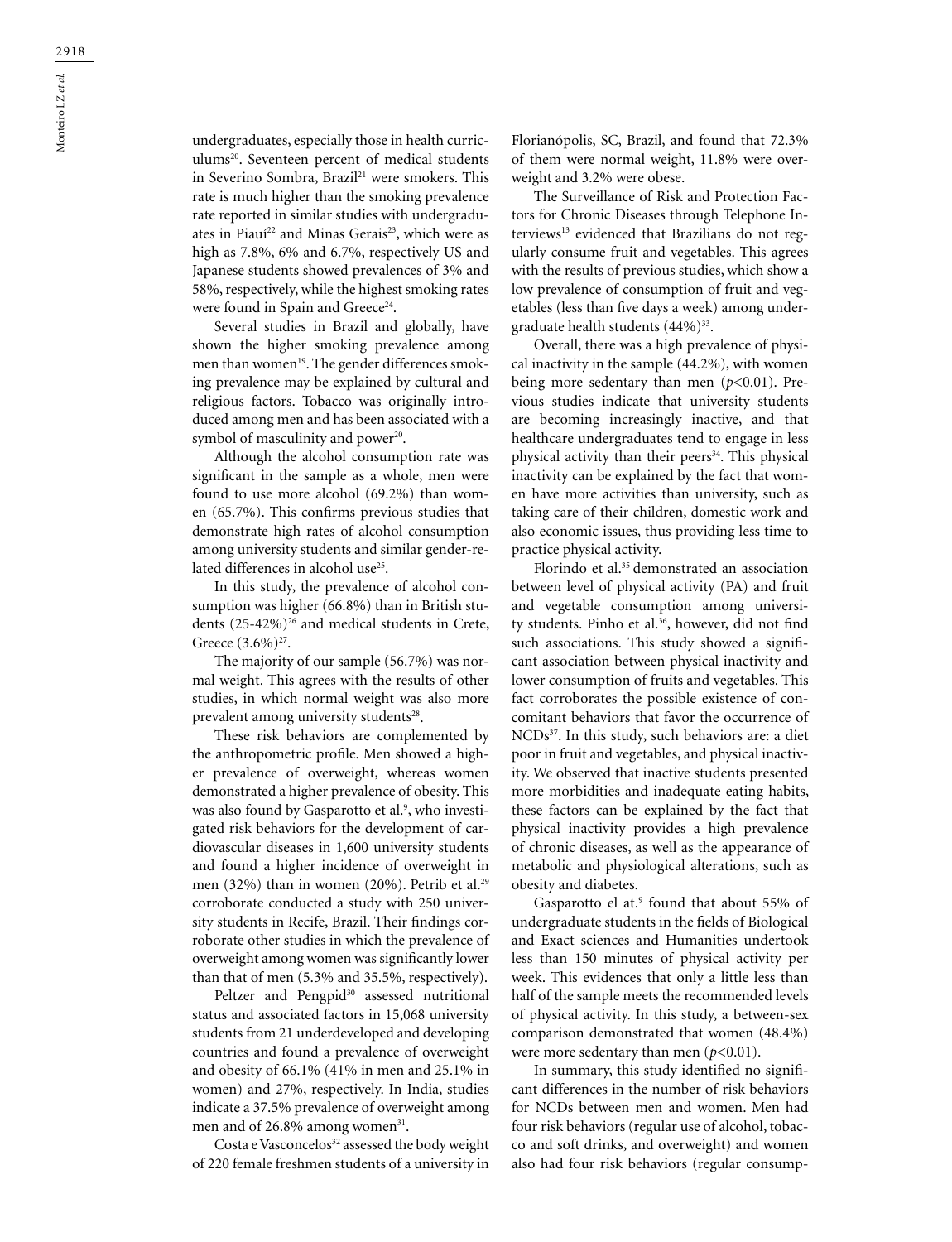undergraduates, especially those in health curriculums[20]. Seventeen percent of medical students in Severino Sombra, Brazil[21] were smokers. This rate is much higher than the smoking prevalence rate reported in similar studies with undergraduates in Piauí[22] and Minas Gerais[23], which were as high as 7.8%, 6% and 6.7%, respectively US and Japanese students showed prevalences of 3% and 58%, respectively, while the highest smoking rates were found in Spain and Greece[24].

Several studies in Brazil and globally, have shown the higher smoking prevalence among men than women[19]. The gender differences smoking prevalence may be explained by cultural and religious factors. Tobacco was originally introduced among men and has been associated with a symbol of masculinity and power[20].

Although the alcohol consumption rate was significant in the sample as a whole, men were found to use more alcohol (69.2%) than women (65.7%). This confirms previous studies that demonstrate high rates of alcohol consumption among university students and similar gender-related differences in alcohol use[25].

In this study, the prevalence of alcohol consumption was higher (66.8%) than in British students (25-42%)[26] and medical students in Crete, Greece (3.6%)[27].

The majority of our sample (56.7%) was normal weight. This agrees with the results of other studies, in which normal weight was also more prevalent among university students[28].

These risk behaviors are complemented by the anthropometric profile. Men showed a higher prevalence of overweight, whereas women demonstrated a higher prevalence of obesity. This was also found by Gasparotto et al.[9], who investigated risk behaviors for the development of cardiovascular diseases in 1,600 university students and found a higher incidence of overweight in men (32%) than in women (20%). Petrib et al.[29] corroborate conducted a study with 250 university students in Recife, Brazil. Their findings corroborate other studies in which the prevalence of overweight among women was significantly lower than that of men (5.3% and 35.5%, respectively).

Peltzer and Pengpid[30] assessed nutritional status and associated factors in 15,068 university students from 21 underdeveloped and developing countries and found a prevalence of overweight and obesity of 66.1% (41% in men and 25.1% in women) and 27%, respectively. In India, studies indicate a 37.5% prevalence of overweight among men and of 26.8% among women[31].

Costa e Vasconcelos[32] assessed the body weight of 220 female freshmen students of a university in Florianópolis, SC, Brazil, and found that 72.3% of them were normal weight, 11.8% were overweight and 3.2% were obese.

The Surveillance of Risk and Protection Factors for Chronic Diseases through Telephone Interviews[13] evidenced that Brazilians do not regularly consume fruit and vegetables. This agrees with the results of previous studies, which show a low prevalence of consumption of fruit and vegetables (less than five days a week) among undergraduate health students (44%)[33].

Overall, there was a high prevalence of physical inactivity in the sample (44.2%), with women being more sedentary than men ($p<0.01$). Previous studies indicate that university students are becoming increasingly inactive, and that healthcare undergraduates tend to engage in less physical activity than their peers[34]. This physical inactivity can be explained by the fact that women have more activities than university, such as taking care of their children, domestic work and also economic issues, thus providing less time to practice physical activity.

Florindo et al.[35] demonstrated an association between level of physical activity (PA) and fruit and vegetable consumption among university students. Pinho et al.[36], however, did not find such associations. This study showed a significant association between physical inactivity and lower consumption of fruits and vegetables. This fact corroborates the possible existence of concomitant behaviors that favor the occurrence of NCDs[37]. In this study, such behaviors are: a diet poor in fruit and vegetables, and physical inactivity. We observed that inactive students presented more morbidities and inadequate eating habits, these factors can be explained by the fact that physical inactivity provides a high prevalence of chronic diseases, as well as the appearance of metabolic and physiological alterations, such as obesity and diabetes.

Gasparotto el at.[9] found that about 55% of undergraduate students in the fields of Biological and Exact sciences and Humanities undertook less than 150 minutes of physical activity per week. This evidences that only a little less than half of the sample meets the recommended levels of physical activity. In this study, a between-sex comparison demonstrated that women (48.4%) were more sedentary than men ($p<0.01$).

In summary, this study identified no significant differences in the number of risk behaviors for NCDs between men and women. Men had four risk behaviors (regular use of alcohol, tobacco and soft drinks, and overweight) and women also had four risk behaviors (regular consump-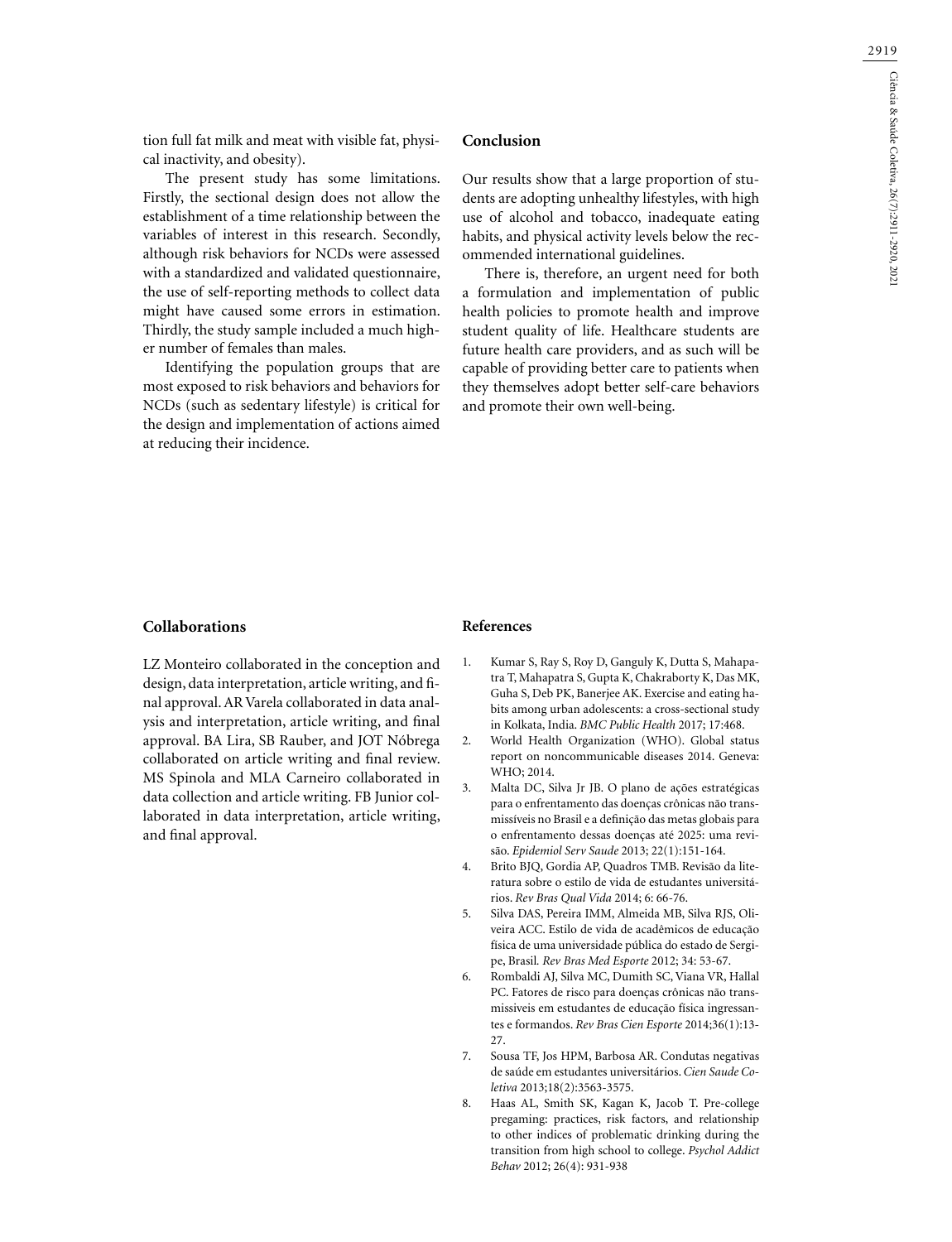tion full fat milk and meat with visible fat, physical inactivity, and obesity).

The present study has some limitations. Firstly, the sectional design does not allow the establishment of a time relationship between the variables of interest in this research. Secondly, although risk behaviors for NCDs were assessed with a standardized and validated questionnaire, the use of self-reporting methods to collect data might have caused some errors in estimation. Thirdly, the study sample included a much higher number of females than males.

Identifying the population groups that are most exposed to risk behaviors and behaviors for NCDs (such as sedentary lifestyle) is critical for the design and implementation of actions aimed at reducing their incidence.

## Conclusion

Our results show that a large proportion of students are adopting unhealthy lifestyles, with high use of alcohol and tobacco, inadequate eating habits, and physical activity levels below the recommended international guidelines.

There is, therefore, an urgent need for both a formulation and implementation of public health policies to promote health and improve student quality of life. Healthcare students are future health care providers, and as such will be capable of providing better care to patients when they themselves adopt better self-care behaviors and promote their own well-being.

## Collaborations

LZ Monteiro collaborated in the conception and design, data interpretation, article writing, and final approval. AR Varela collaborated in data analysis and interpretation, article writing, and final approval. BA Lira, SB Rauber, and JOT Nóbrega collaborated on article writing and final review. MS Spinola and MLA Carneiro collaborated in data collection and article writing. FB Junior collaborated in data interpretation, article writing, and final approval.

## References

1. Kumar S, Ray S, Roy D, Ganguly K, Dutta S, Mahapatra T, Mahapatra S, Gupta K, Chakraborty K, Das MK, Guha S, Deb PK, Banerjee AK. Exercise and eating habits among urban adolescents: a cross-sectional study in Kolkata, India. *BMC Public Health* 2017; 17:468.
2. World Health Organization (WHO). Global status report on noncommunicable diseases 2014. Geneva: WHO; 2014.
3. Malta DC, Silva Jr JB. O plano de ações estratégicas para o enfrentamento das doenças crônicas não transmissíveis no Brasil e a definição das metas globais para o enfrentamento dessas doenças até 2025: uma revisão. *Epidemiol Serv Saude* 2013; 22(1):151-164.
4. Brito BJQ, Gordia AP, Quadros TMB. Revisão da literatura sobre o estilo de vida de estudantes universitários. *Rev Bras Qual Vida* 2014; 6: 66-76.
5. Silva DAS, Pereira IMM, Almeida MB, Silva RJS, Oliveira ACC. Estilo de vida de acadêmicos de educação física de uma universidade pública do estado de Sergipe, Brasil. *Rev Bras Med Esporte* 2012; 34: 53-67.
6. Rombaldi AJ, Silva MC, Dumith SC, Viana VR, Hallal PC. Fatores de risco para doenças crônicas não transmissiveis em estudantes de educação física ingressantes e formandos. *Rev Bras Cien Esporte* 2014;36(1):13-27.
7. Sousa TF, Jos HPM, Barbosa AR. Condutas negativas de saúde em estudantes universitários. *Cien Saude Coletiva* 2013;18(2):3563-3575.
8. Haas AL, Smith SK, Kagan K, Jacob T. Pre-college pregaming: practices, risk factors, and relationship to other indices of problematic drinking during the transition from high school to college. *Psychol Addict Behav* 2012; 26(4): 931-938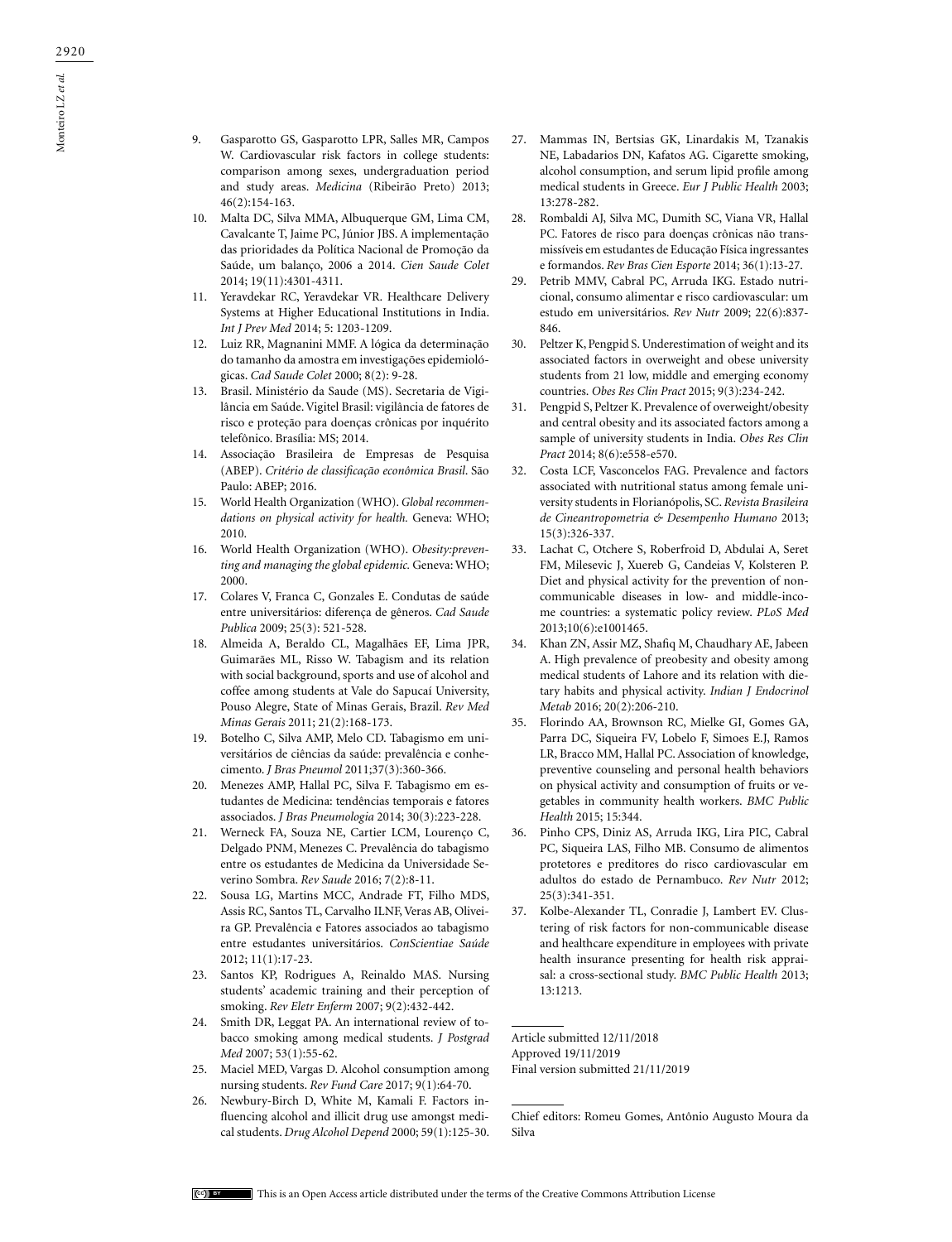9. Gasparotto GS, Gasparotto LPR, Salles MR, Campos W. Cardiovascular risk factors in college students: comparison among sexes, undergraduation period and study areas. *Medicina* (Ribeirão Preto) 2013; 46(2):154-163.
10. Malta DC, Silva MMA, Albuquerque GM, Lima CM, Cavalcante T, Jaime PC, Júnior JBS. A implementação das prioridades da Política Nacional de Promoção da Saúde, um balanço, 2006 a 2014. *Cien Saude Colet* 2014; 19(11):4301-4311.
11. Yeravdekar RC, Yeravdekar VR. Healthcare Delivery Systems at Higher Educational Institutions in India. *Int J Prev Med* 2014; 5: 1203-1209.
12. Luiz RR, Magnanini MMF. A lógica da determinação do tamanho da amostra em investigações epidemiológicas. *Cad Saude Colet* 2000; 8(2): 9-28.
13. Brasil. Ministério da Saude (MS). Secretaria de Vigilância em Saúde. Vigitel Brasil: vigilância de fatores de risco e proteção para doenças crônicas por inquérito telefônico. Brasília: MS; 2014.
14. Associação Brasileira de Empresas de Pesquisa (ABEP). *Critério de classificação econômica Brasil*. São Paulo: ABEP; 2016.
15. World Health Organization (WHO). *Global recommendations on physical activity for health.* Geneva: WHO; 2010.
16. World Health Organization (WHO). *Obesity:preventing and managing the global epidemic.* Geneva: WHO; 2000.
17. Colares V, Franca C, Gonzales E. Condutas de saúde entre universitários: diferença de gêneros. *Cad Saude Publica* 2009; 25(3): 521-528.
18. Almeida A, Beraldo CL, Magalhães EF, Lima JPR, Guimarães ML, Risso W. Tabagism and its relation with social background, sports and use of alcohol and coffee among students at Vale do Sapucaí University, Pouso Alegre, State of Minas Gerais, Brazil. *Rev Med Minas Gerais* 2011; 21(2):168-173.
19. Botelho C, Silva AMP, Melo CD. Tabagismo em universitários de ciências da saúde: prevalência e conhecimento. *J Bras Pneumol* 2011;37(3):360-366.
20. Menezes AMP, Hallal PC, Silva F. Tabagismo em estudantes de Medicina: tendências temporais e fatores associados. *J Bras Pneumologia* 2014; 30(3):223-228.
21. Werneck FA, Souza NE, Cartier LCM, Lourenço C, Delgado PNM, Menezes C. Prevalência do tabagismo entre os estudantes de Medicina da Universidade Severino Sombra. *Rev Saude* 2016; 7(2):8-11.
22. Sousa LG, Martins MCC, Andrade FT, Filho MDS, Assis RC, Santos TL, Carvalho ILNF, Veras AB, Oliveira GP. Prevalência e Fatores associados ao tabagismo entre estudantes universitários. *ConScientiae Saúde* 2012; 11(1):17-23.
23. Santos KP, Rodrigues A, Reinaldo MAS. Nursing students' academic training and their perception of smoking. *Rev Eletr Enferm* 2007; 9(2):432-442.
24. Smith DR, Leggat PA. An international review of tobacco smoking among medical students. *J Postgrad Med* 2007; 53(1):55-62.
25. Maciel MED, Vargas D. Alcohol consumption among nursing students. *Rev Fund Care* 2017; 9(1):64-70.
26. Newbury-Birch D, White M, Kamali F. Factors influencing alcohol and illicit drug use amongst medical students. *Drug Alcohol Depend* 2000; 59(1):125-30.
27. Mammas IN, Bertsias GK, Linardakis M, Tzanakis NE, Labadarios DN, Kafatos AG. Cigarette smoking, alcohol consumption, and serum lipid profile among medical students in Greece. *Eur J Public Health* 2003; 13:278-282.
28. Rombaldi AJ, Silva MC, Dumith SC, Viana VR, Hallal PC. Fatores de risco para doenças crônicas não transmissíveis em estudantes de Educação Física ingressantes e formandos. *Rev Bras Cien Esporte* 2014; 36(1):13-27.
29. Petrib MMV, Cabral PC, Arruda IKG. Estado nutricional, consumo alimentar e risco cardiovascular: um estudo em universitários. *Rev Nutr* 2009; 22(6):837-846.
30. Peltzer K, Pengpid S. Underestimation of weight and its associated factors in overweight and obese university students from 21 low, middle and emerging economy countries. *Obes Res Clin Pract* 2015; 9(3):234-242.
31. Pengpid S, Peltzer K. Prevalence of overweight/obesity and central obesity and its associated factors among a sample of university students in India. *Obes Res Clin Pract* 2014; 8(6):e558-e570.
32. Costa LCF, Vasconcelos FAG. Prevalence and factors associated with nutritional status among female university students in Florianópolis, SC. *Revista Brasileira de Cineantropometria & Desempenho Humano* 2013; 15(3):326-337.
33. Lachat C, Otchere S, Roberfroid D, Abdulai A, Seret FM, Milesevic J, Xuereb G, Candeias V, Kolsteren P. Diet and physical activity for the prevention of noncommunicable diseases in low- and middle-income countries: a systematic policy review. *PLoS Med* 2013;10(6):e1001465.
34. Khan ZN, Assir MZ, Shafiq M, Chaudhary AE, Jabeen A. High prevalence of preobesity and obesity among medical students of Lahore and its relation with dietary habits and physical activity. *Indian J Endocrinol Metab* 2016; 20(2):206-210.
35. Florindo AA, Brownson RC, Mielke GI, Gomes GA, Parra DC, Siqueira FV, Lobelo F, Simoes E.J, Ramos LR, Bracco MM, Hallal PC. Association of knowledge, preventive counseling and personal health behaviors on physical activity and consumption of fruits or vegetables in community health workers. *BMC Public Health* 2015; 15:344.
36. Pinho CPS, Diniz AS, Arruda IKG, Lira PIC, Cabral PC, Siqueira LAS, Filho MB. Consumo de alimentos protetores e preditores do risco cardiovascular em adultos do estado de Pernambuco. *Rev Nutr* 2012; 25(3):341-351.
37. Kolbe-Alexander TL, Conradie J, Lambert EV. Clustering of risk factors for non-communicable disease and healthcare expenditure in employees with private health insurance presenting for health risk appraisal: a cross-sectional study. *BMC Public Health* 2013; 13:1213.

Article submitted 12/11/2018
Approved 19/11/2019
Final version submitted 21/11/2019

Chief editors: Romeu Gomes, Antônio Augusto Moura da Silva

This is an Open Access article distributed under the terms of the Creative Commons Attribution License